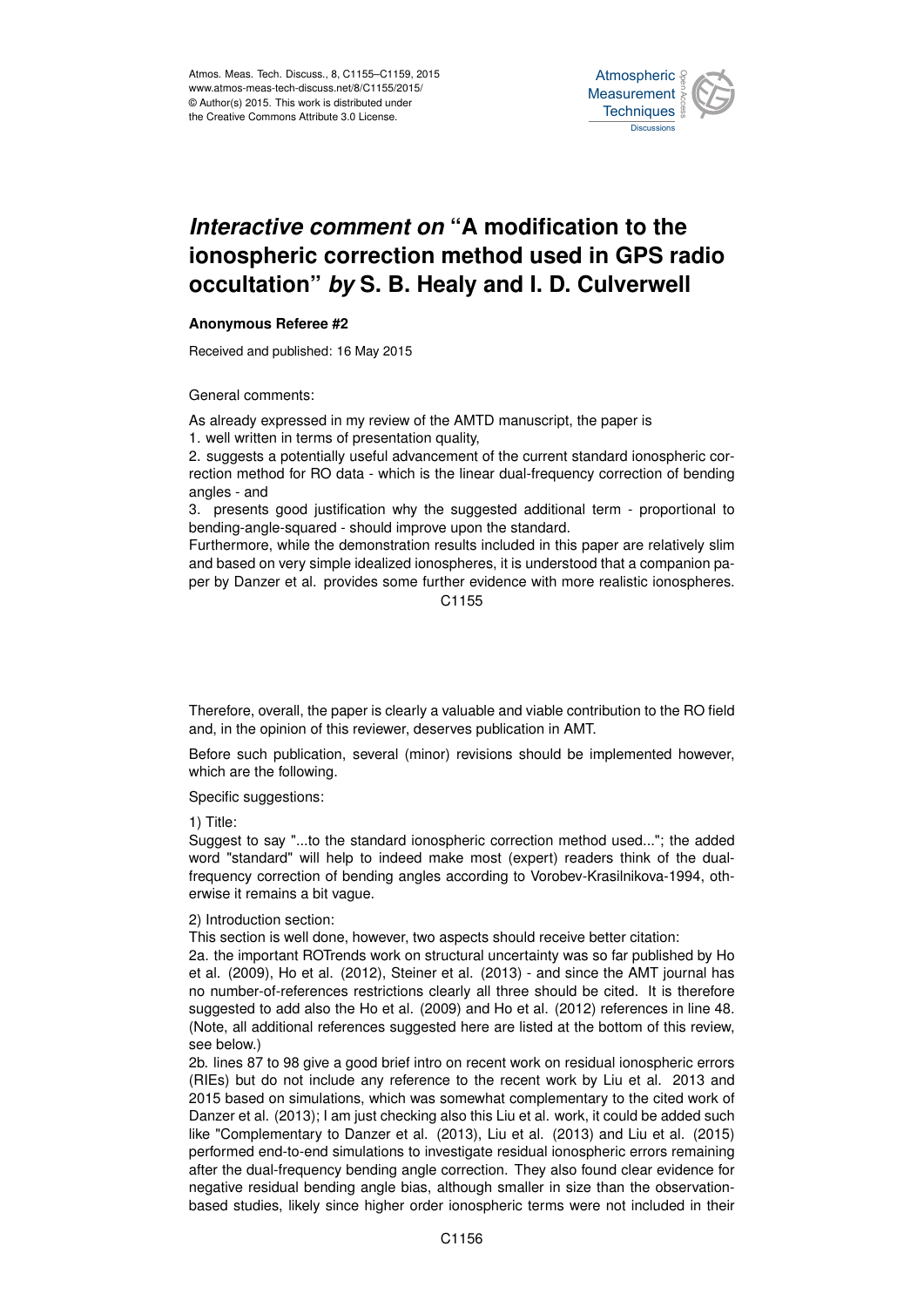# *Interactive comment on* "A modification to the ionospheric correction method used in GPS radio occultation" *by* S. B. Healy and I. D. Culverwell

**Anonymous Referee #2**

Received and published: 16 May 2015

General comments:

As already expressed in my review of the AMTD manuscript, the paper is

1. well written in terms of presentation quality,
2. suggests a potentially useful advancement of the current standard ionospheric correction method for RO data - which is the linear dual-frequency correction of bending angles - and
3. presents good justification why the suggested additional term - proportional to bending-angle-squared - should improve upon the standard.

Furthermore, while the demonstration results included in this paper are relatively slim and based on very simple idealized ionospheres, it is understood that a companion paper by Danzer et al. provides some further evidence with more realistic ionospheres.

Therefore, overall, the paper is clearly a valuable and viable contribution to the RO field and, in the opinion of this reviewer, deserves publication in AMT.

Before such publication, several (minor) revisions should be implemented however, which are the following.

Specific suggestions:

1) Title:
Suggest to say "...to the standard ionospheric correction method used..."; the added word "standard" will help to indeed make most (expert) readers think of the dual-frequency correction of bending angles according to Vorobev-Krasilnikova-1994, otherwise it remains a bit vague.

2) Introduction section:
This section is well done, however, two aspects should receive better citation:

2a. the important ROTrends work on structural uncertainty was so far published by Ho et al. (2009), Ho et al. (2012), Steiner et al. (2013) - and since the AMT journal has no number-of-references restrictions clearly all three should be cited. It is therefore suggested to add also the Ho et al. (2009) and Ho et al. (2012) references in line 48. (Note, all additional references suggested here are listed at the bottom of this review, see below.)

2b. lines 87 to 98 give a good brief intro on recent work on residual ionospheric errors (RIEs) but do not include any reference to the recent work by Liu et al. 2013 and 2015 based on simulations, which was somewhat complementary to the cited work of Danzer et al. (2013); I am just checking also this Liu et al. work, it could be added such like "Complementary to Danzer et al. (2013), Liu et al. (2013) and Liu et al. (2015) performed end-to-end simulations to investigate residual ionospheric errors remaining after the dual-frequency bending angle correction. They also found clear evidence for negative residual bending angle bias, although smaller in size than the observation-based studies, likely since higher order ionospheric terms were not included in their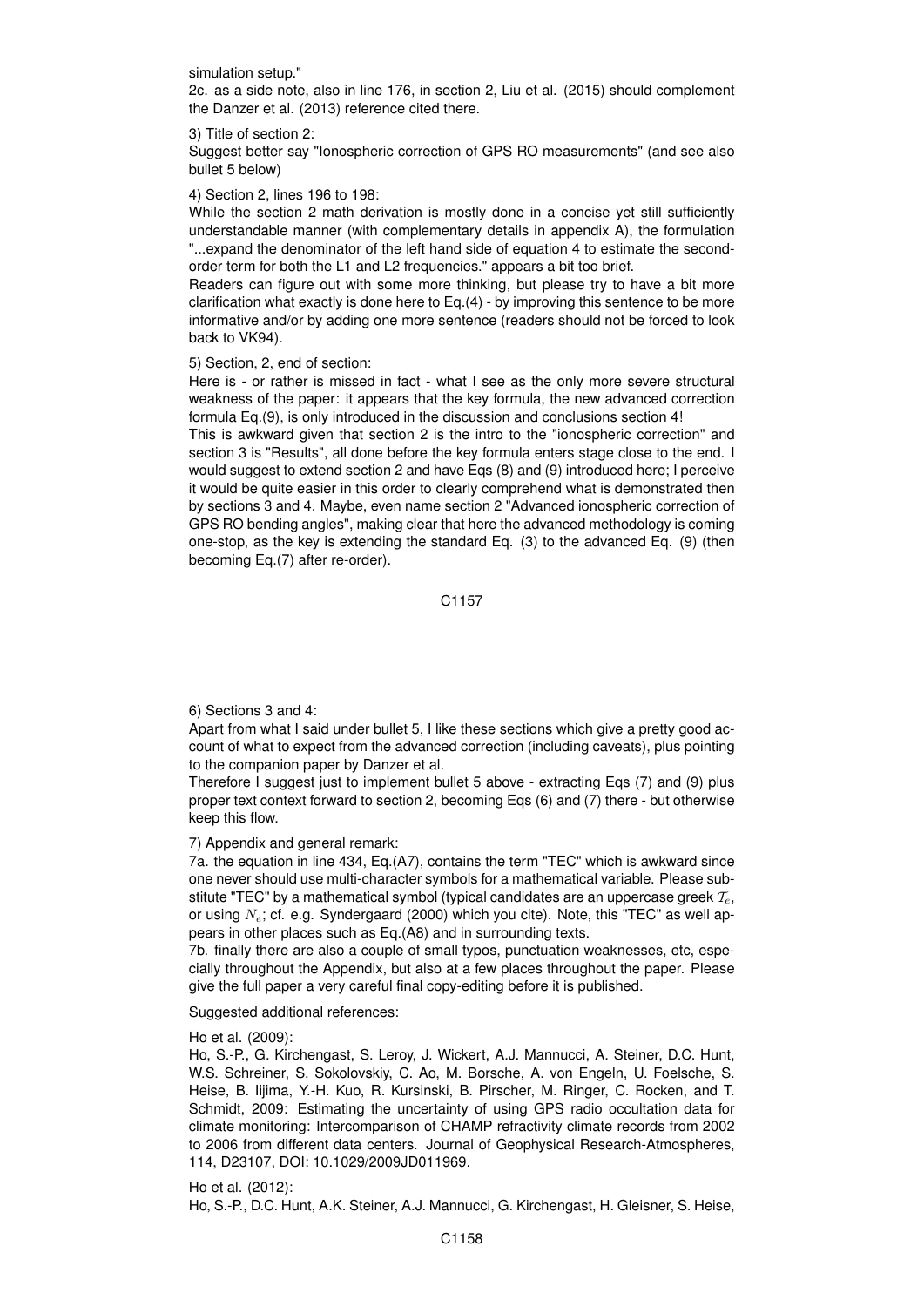simulation setup."

2c. as a side note, also in line 176, in section 2, Liu et al. (2015) should complement the Danzer et al. (2013) reference cited there.

3) Title of section 2:

Suggest better say "Ionospheric correction of GPS RO measurements" (and see also bullet 5 below)

4) Section 2, lines 196 to 198:

While the section 2 math derivation is mostly done in a concise yet still sufficiently understandable manner (with complementary details in appendix A), the formulation "...expand the denominator of the left hand side of equation 4 to estimate the second-order term for both the L1 and L2 frequencies." appears a bit too brief.

Readers can figure out with some more thinking, but please try to have a bit more clarification what exactly is done here to Eq.(4) - by improving this sentence to be more informative and/or by adding one more sentence (readers should not be forced to look back to VK94).

5) Section, 2, end of section:

Here is - or rather is missed in fact - what I see as the only more severe structural weakness of the paper: it appears that the key formula, the new advanced correction formula Eq.(9), is only introduced in the discussion and conclusions section 4!

This is awkward given that section 2 is the intro to the "ionospheric correction" and section 3 is "Results", all done before the key formula enters stage close to the end. I would suggest to extend section 2 and have Eqs (8) and (9) introduced here; I perceive it would be quite easier in this order to clearly comprehend what is demonstrated then by sections 3 and 4. Maybe, even name section 2 "Advanced ionospheric correction of GPS RO bending angles", making clear that here the advanced methodology is coming one-stop, as the key is extending the standard Eq. (3) to the advanced Eq. (9) (then becoming Eq.(7) after re-order).

6) Sections 3 and 4:

Apart from what I said under bullet 5, I like these sections which give a pretty good account of what to expect from the advanced correction (including caveats), plus pointing to the companion paper by Danzer et al.

Therefore I suggest just to implement bullet 5 above - extracting Eqs (7) and (9) plus proper text context forward to section 2, becoming Eqs (6) and (7) there - but otherwise keep this flow.

7) Appendix and general remark:

7a. the equation in line 434, Eq.(A7), contains the term "TEC" which is awkward since one never should use multi-character symbols for a mathematical variable. Please substitute "TEC" by a mathematical symbol (typical candidates are an uppercase greek $\mathcal{T}_e$, or using $N_e$; cf. e.g. Syndergaard (2000) which you cite). Note, this "TEC" as well appears in other places such as Eq.(A8) and in surrounding texts.

7b. finally there are also a couple of small typos, punctuation weaknesses, etc, especially throughout the Appendix, but also at a few places throughout the paper. Please give the full paper a very careful final copy-editing before it is published.

Suggested additional references:

Ho et al. (2009):

Ho, S.-P., G. Kirchengast, S. Leroy, J. Wickert, A.J. Mannucci, A. Steiner, D.C. Hunt, W.S. Schreiner, S. Sokolovskiy, C. Ao, M. Borsche, A. von Engeln, U. Foelsche, S. Heise, B. Iijima, Y.-H. Kuo, R. Kursinski, B. Pirscher, M. Ringer, C. Rocken, and T. Schmidt, 2009: Estimating the uncertainty of using GPS radio occultation data for climate monitoring: Intercomparison of CHAMP refractivity climate records from 2002 to 2006 from different data centers. Journal of Geophysical Research-Atmospheres, 114, D23107, DOI: 10.1029/2009JD011969.

Ho et al. (2012):

Ho, S.-P., D.C. Hunt, A.K. Steiner, A.J. Mannucci, G. Kirchengast, H. Gleisner, S. Heise,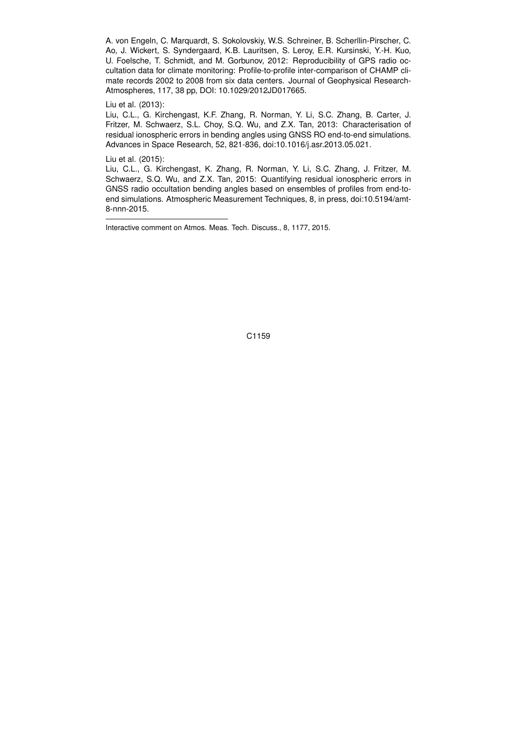A. von Engeln, C. Marquardt, S. Sokolovskiy, W.S. Schreiner, B. Scherllin-Pirscher, C. Ao, J. Wickert, S. Syndergaard, K.B. Lauritsen, S. Leroy, E.R. Kursinski, Y.-H. Kuo, U. Foelsche, T. Schmidt, and M. Gorbunov, 2012: Reproducibility of GPS radio occultation data for climate monitoring: Profile-to-profile inter-comparison of CHAMP climate records 2002 to 2008 from six data centers. Journal of Geophysical Research-Atmospheres, 117, 38 pp, DOI: 10.1029/2012JD017665.

Liu et al. (2013):
Liu, C.L., G. Kirchengast, K.F. Zhang, R. Norman, Y. Li, S.C. Zhang, B. Carter, J. Fritzer, M. Schwaerz, S.L. Choy, S.Q. Wu, and Z.X. Tan, 2013: Characterisation of residual ionospheric errors in bending angles using GNSS RO end-to-end simulations. Advances in Space Research, 52, 821-836, doi:10.1016/j.asr.2013.05.021.

Liu et al. (2015):
Liu, C.L., G. Kirchengast, K. Zhang, R. Norman, Y. Li, S.C. Zhang, J. Fritzer, M. Schwaerz, S.Q. Wu, and Z.X. Tan, 2015: Quantifying residual ionospheric errors in GNSS radio occultation bending angles based on ensembles of profiles from end-to-end simulations. Atmospheric Measurement Techniques, 8, in press, doi:10.5194/amt-8-nnn-2015.

---

Interactive comment on Atmos. Meas. Tech. Discuss., 8, 1177, 2015.